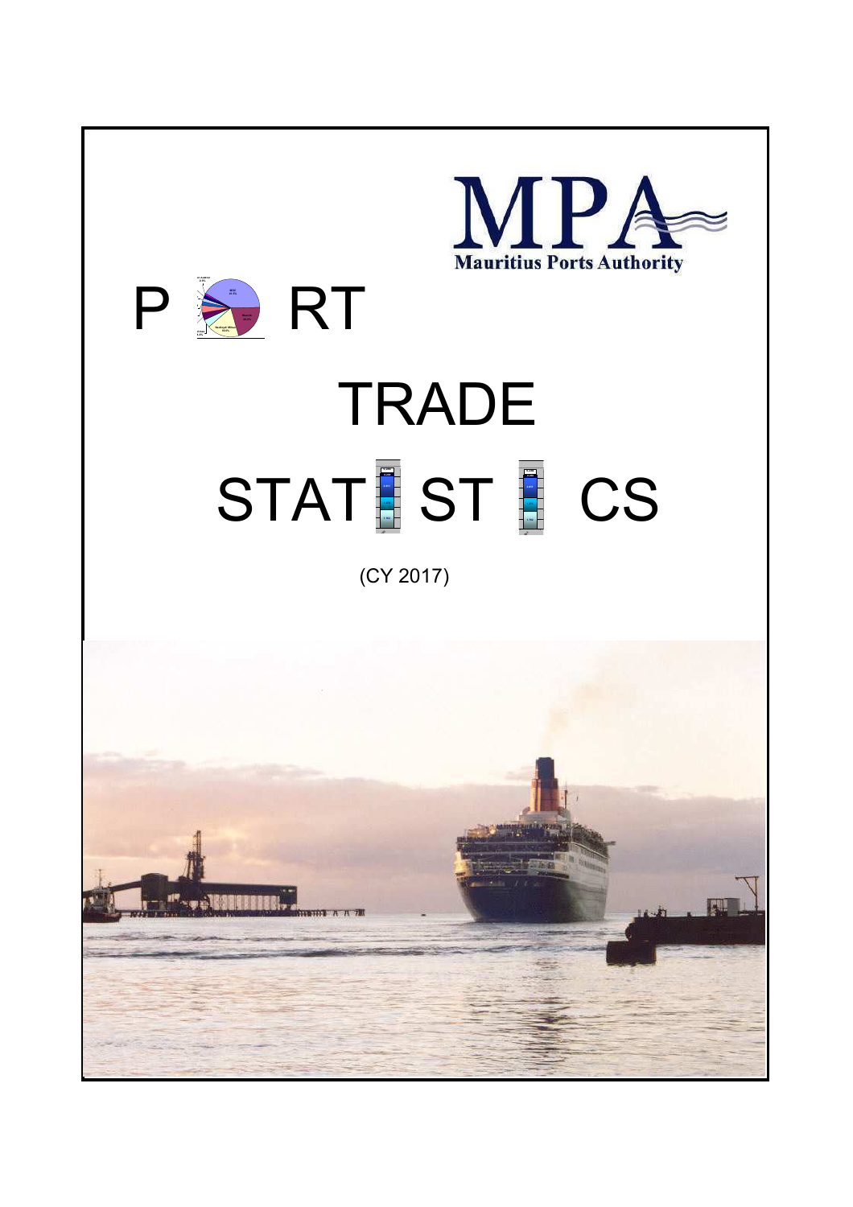MPA
Mauritius Ports Authority

# PORT TRADE STATISTICS

(CY 2017)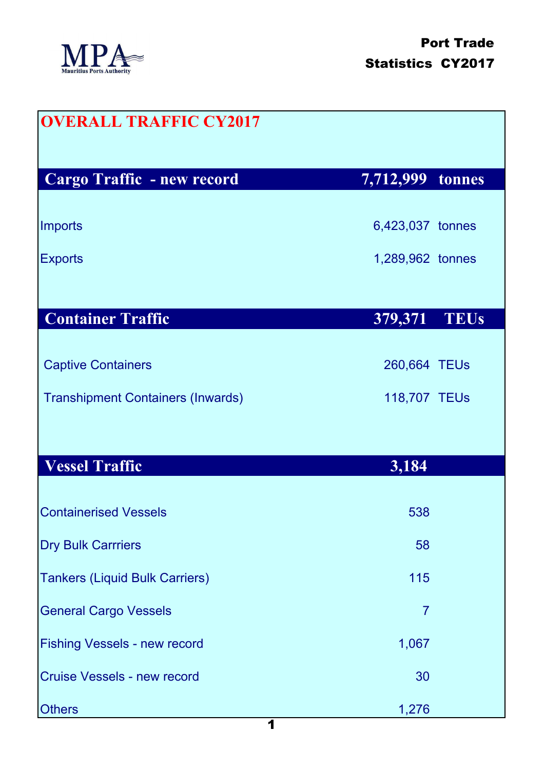MPA
Mauritius Ports Authority

**Port Trade Statistics CY2017**

# OVERALL TRAFFIC CY2017

| Cargo Traffic - new record | 7,712,999 | tonnes |
|---|---|---|
| Imports | 6,423,037 | tonnes |
| Exports | 1,289,962 | tonnes |

| Container Traffic | 379,371 | TEUs |
|---|---|---|
| Captive Containers | 260,664 | TEUs |
| Transhipment Containers (Inwards) | 118,707 | TEUs |

| Vessel Traffic | 3,184 |
|---|---|
| Containerised Vessels | 538 |
| Dry Bulk Carrriers | 58 |
| Tankers (Liquid Bulk Carriers) | 115 |
| General Cargo Vessels | 7 |
| Fishing Vessels - new record | 1,067 |
| Cruise Vessels - new record | 30 |
| Others | 1,276 |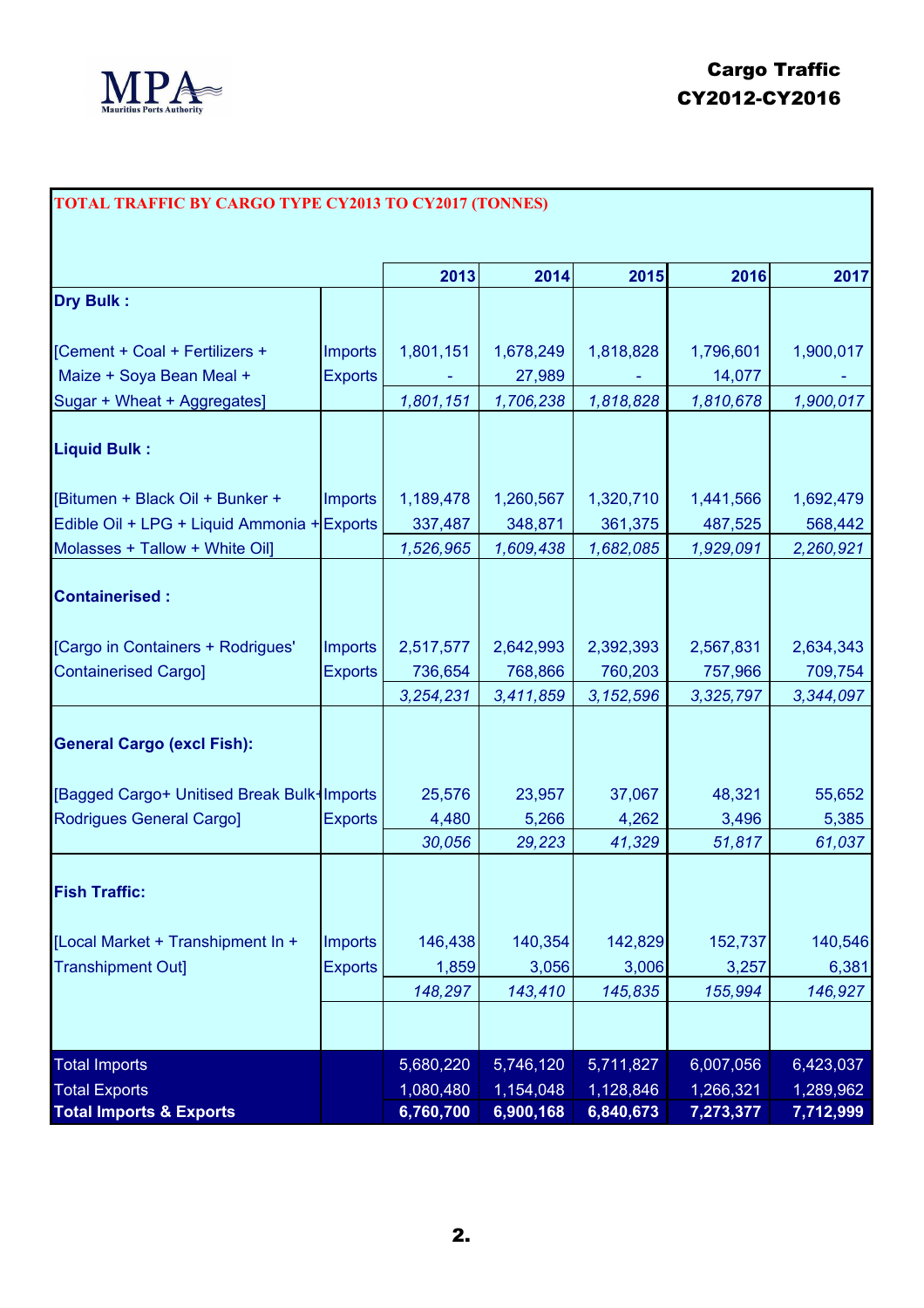# Cargo Traffic CY2012-CY2016

**TOTAL TRAFFIC BY CARGO TYPE CY2013 TO CY2017 (TONNES)**

| | | 2013 | 2014 | 2015 | 2016 | 2017 |
|---|---|---|---|---|---|---|
| **Dry Bulk :** | | | | | | |
| [Cement + Coal + Fertilizers + | Imports | 1,801,151 | 1,678,249 | 1,818,828 | 1,796,601 | 1,900,017 |
| Maize + Soya Bean Meal + | Exports | - | 27,989 | - | 14,077 | - |
| Sugar + Wheat + Aggregates] | | *1,801,151* | *1,706,238* | *1,818,828* | *1,810,678* | *1,900,017* |
| **Liquid Bulk :** | | | | | | |
| [Bitumen + Black Oil + Bunker + | Imports | 1,189,478 | 1,260,567 | 1,320,710 | 1,441,566 | 1,692,479 |
| Edible Oil + LPG + Liquid Ammonia + | Exports | 337,487 | 348,871 | 361,375 | 487,525 | 568,442 |
| Molasses + Tallow + White Oil] | | *1,526,965* | *1,609,438* | *1,682,085* | *1,929,091* | *2,260,921* |
| **Containerised :** | | | | | | |
| [Cargo in Containers + Rodrigues' | Imports | 2,517,577 | 2,642,993 | 2,392,393 | 2,567,831 | 2,634,343 |
| Containerised Cargo] | Exports | 736,654 | 768,866 | 760,203 | 757,966 | 709,754 |
| | | *3,254,231* | *3,411,859* | *3,152,596* | *3,325,797* | *3,344,097* |
| **General Cargo (excl Fish):** | | | | | | |
| [Bagged Cargo+ Unitised Break Bulk+ | Imports | 25,576 | 23,957 | 37,067 | 48,321 | 55,652 |
| Rodrigues General Cargo] | Exports | 4,480 | 5,266 | 4,262 | 3,496 | 5,385 |
| | | *30,056* | *29,223* | *41,329* | *51,817* | *61,037* |
| **Fish Traffic:** | | | | | | |
| [Local Market + Transhipment In + | Imports | 146,438 | 140,354 | 142,829 | 152,737 | 140,546 |
| Transhipment Out] | Exports | 1,859 | 3,056 | 3,006 | 3,257 | 6,381 |
| | | *148,297* | *143,410* | *145,835* | *155,994* | *146,927* |
| Total Imports | | 5,680,220 | 5,746,120 | 5,711,827 | 6,007,056 | 6,423,037 |
| Total Exports | | 1,080,480 | 1,154,048 | 1,128,846 | 1,266,321 | 1,289,962 |
| **Total Imports & Exports** | | **6,760,700** | **6,900,168** | **6,840,673** | **7,273,377** | **7,712,999** |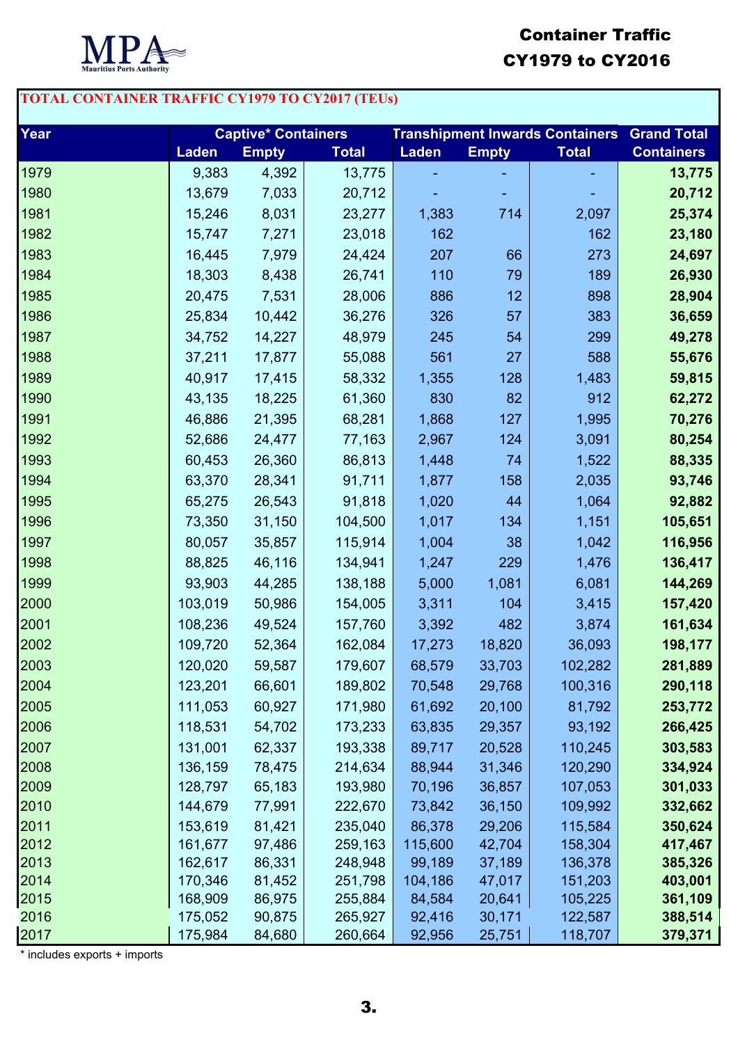# Container Traffic CY1979 to CY2016

## TOTAL CONTAINER TRAFFIC CY1979 TO CY2017 (TEUs)

| Year | Captive* Containers | | | Transhipment Inwards Containers | | | Grand Total Containers |
|---|---|---|---|---|---|---|---|
| | Laden | Empty | Total | Laden | Empty | Total | |
| 1979 | 9,383 | 4,392 | 13,775 | - | - | - | **13,775** |
| 1980 | 13,679 | 7,033 | 20,712 | - | - | - | **20,712** |
| 1981 | 15,246 | 8,031 | 23,277 | 1,383 | 714 | 2,097 | **25,374** |
| 1982 | 15,747 | 7,271 | 23,018 | 162 | | 162 | **23,180** |
| 1983 | 16,445 | 7,979 | 24,424 | 207 | 66 | 273 | **24,697** |
| 1984 | 18,303 | 8,438 | 26,741 | 110 | 79 | 189 | **26,930** |
| 1985 | 20,475 | 7,531 | 28,006 | 886 | 12 | 898 | **28,904** |
| 1986 | 25,834 | 10,442 | 36,276 | 326 | 57 | 383 | **36,659** |
| 1987 | 34,752 | 14,227 | 48,979 | 245 | 54 | 299 | **49,278** |
| 1988 | 37,211 | 17,877 | 55,088 | 561 | 27 | 588 | **55,676** |
| 1989 | 40,917 | 17,415 | 58,332 | 1,355 | 128 | 1,483 | **59,815** |
| 1990 | 43,135 | 18,225 | 61,360 | 830 | 82 | 912 | **62,272** |
| 1991 | 46,886 | 21,395 | 68,281 | 1,868 | 127 | 1,995 | **70,276** |
| 1992 | 52,686 | 24,477 | 77,163 | 2,967 | 124 | 3,091 | **80,254** |
| 1993 | 60,453 | 26,360 | 86,813 | 1,448 | 74 | 1,522 | **88,335** |
| 1994 | 63,370 | 28,341 | 91,711 | 1,877 | 158 | 2,035 | **93,746** |
| 1995 | 65,275 | 26,543 | 91,818 | 1,020 | 44 | 1,064 | **92,882** |
| 1996 | 73,350 | 31,150 | 104,500 | 1,017 | 134 | 1,151 | **105,651** |
| 1997 | 80,057 | 35,857 | 115,914 | 1,004 | 38 | 1,042 | **116,956** |
| 1998 | 88,825 | 46,116 | 134,941 | 1,247 | 229 | 1,476 | **136,417** |
| 1999 | 93,903 | 44,285 | 138,188 | 5,000 | 1,081 | 6,081 | **144,269** |
| 2000 | 103,019 | 50,986 | 154,005 | 3,311 | 104 | 3,415 | **157,420** |
| 2001 | 108,236 | 49,524 | 157,760 | 3,392 | 482 | 3,874 | **161,634** |
| 2002 | 109,720 | 52,364 | 162,084 | 17,273 | 18,820 | 36,093 | **198,177** |
| 2003 | 120,020 | 59,587 | 179,607 | 68,579 | 33,703 | 102,282 | **281,889** |
| 2004 | 123,201 | 66,601 | 189,802 | 70,548 | 29,768 | 100,316 | **290,118** |
| 2005 | 111,053 | 60,927 | 171,980 | 61,692 | 20,100 | 81,792 | **253,772** |
| 2006 | 118,531 | 54,702 | 173,233 | 63,835 | 29,357 | 93,192 | **266,425** |
| 2007 | 131,001 | 62,337 | 193,338 | 89,717 | 20,528 | 110,245 | **303,583** |
| 2008 | 136,159 | 78,475 | 214,634 | 88,944 | 31,346 | 120,290 | **334,924** |
| 2009 | 128,797 | 65,183 | 193,980 | 70,196 | 36,857 | 107,053 | **301,033** |
| 2010 | 144,679 | 77,991 | 222,670 | 73,842 | 36,150 | 109,992 | **332,662** |
| 2011 | 153,619 | 81,421 | 235,040 | 86,378 | 29,206 | 115,584 | **350,624** |
| 2012 | 161,677 | 97,486 | 259,163 | 115,600 | 42,704 | 158,304 | **417,467** |
| 2013 | 162,617 | 86,331 | 248,948 | 99,189 | 37,189 | 136,378 | **385,326** |
| 2014 | 170,346 | 81,452 | 251,798 | 104,186 | 47,017 | 151,203 | **403,001** |
| 2015 | 168,909 | 86,975 | 255,884 | 84,584 | 20,641 | 105,225 | **361,109** |
| 2016 | 175,052 | 90,875 | 265,927 | 92,416 | 30,171 | 122,587 | **388,514** |
| 2017 | 175,984 | 84,680 | 260,664 | 92,956 | 25,751 | 118,707 | **379,371** |

\* includes exports + imports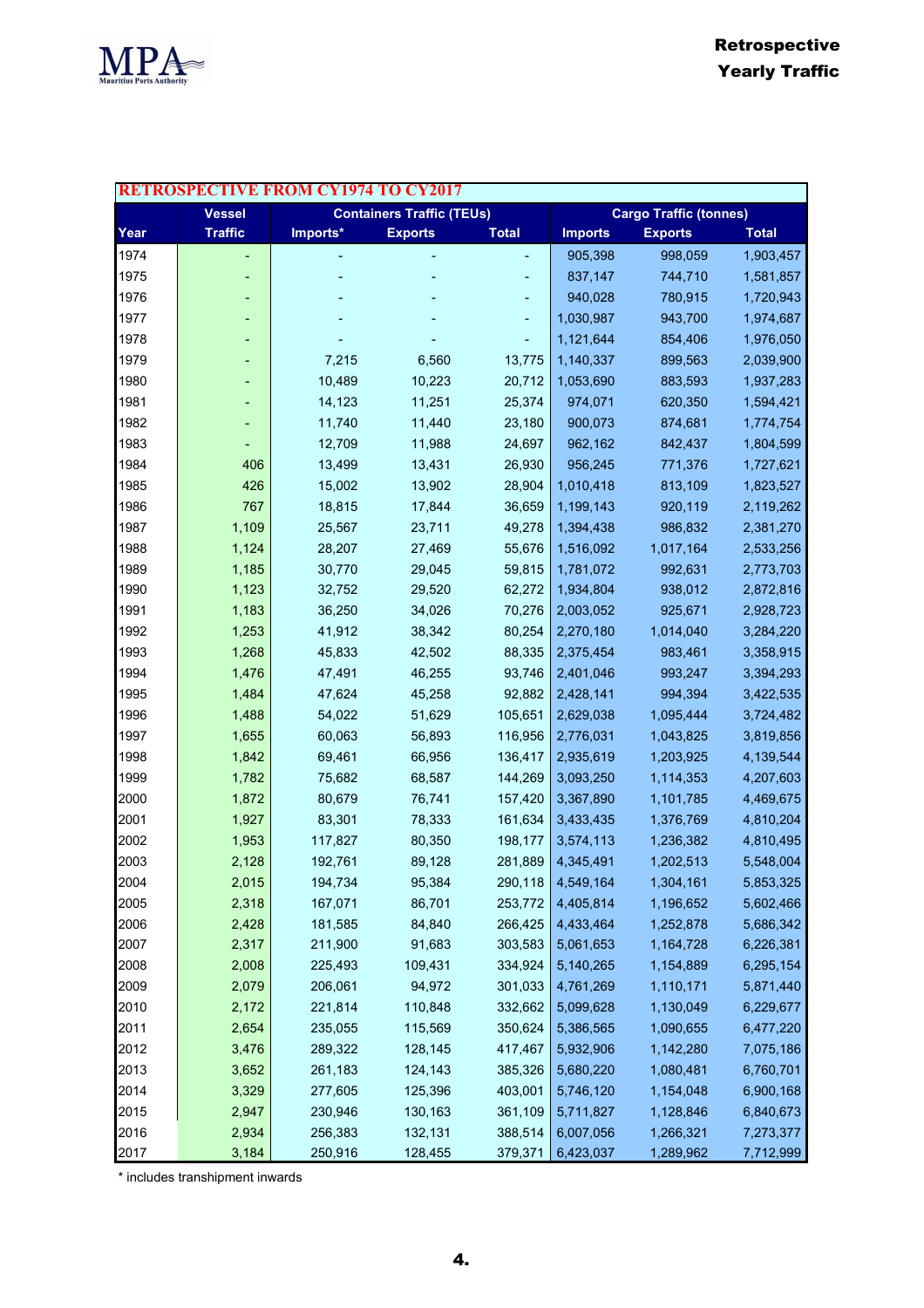# Retrospective Yearly Traffic

**RETROSPECTIVE FROM CY1974 TO CY2017**

| Year | Vessel Traffic | Containers Traffic (TEUs) | | | Cargo Traffic (tonnes) | | |
|---|---|---|---|---|---|---|---|
| | | Imports* | Exports | Total | Imports | Exports | Total |
| 1974 | - | - | - | - | 905,398 | 998,059 | 1,903,457 |
| 1975 | - | - | - | - | 837,147 | 744,710 | 1,581,857 |
| 1976 | - | - | - | - | 940,028 | 780,915 | 1,720,943 |
| 1977 | - | - | - | - | 1,030,987 | 943,700 | 1,974,687 |
| 1978 | - | - | - | - | 1,121,644 | 854,406 | 1,976,050 |
| 1979 | - | 7,215 | 6,560 | 13,775 | 1,140,337 | 899,563 | 2,039,900 |
| 1980 | - | 10,489 | 10,223 | 20,712 | 1,053,690 | 883,593 | 1,937,283 |
| 1981 | - | 14,123 | 11,251 | 25,374 | 974,071 | 620,350 | 1,594,421 |
| 1982 | - | 11,740 | 11,440 | 23,180 | 900,073 | 874,681 | 1,774,754 |
| 1983 | - | 12,709 | 11,988 | 24,697 | 962,162 | 842,437 | 1,804,599 |
| 1984 | 406 | 13,499 | 13,431 | 26,930 | 956,245 | 771,376 | 1,727,621 |
| 1985 | 426 | 15,002 | 13,902 | 28,904 | 1,010,418 | 813,109 | 1,823,527 |
| 1986 | 767 | 18,815 | 17,844 | 36,659 | 1,199,143 | 920,119 | 2,119,262 |
| 1987 | 1,109 | 25,567 | 23,711 | 49,278 | 1,394,438 | 986,832 | 2,381,270 |
| 1988 | 1,124 | 28,207 | 27,469 | 55,676 | 1,516,092 | 1,017,164 | 2,533,256 |
| 1989 | 1,185 | 30,770 | 29,045 | 59,815 | 1,781,072 | 992,631 | 2,773,703 |
| 1990 | 1,123 | 32,752 | 29,520 | 62,272 | 1,934,804 | 938,012 | 2,872,816 |
| 1991 | 1,183 | 36,250 | 34,026 | 70,276 | 2,003,052 | 925,671 | 2,928,723 |
| 1992 | 1,253 | 41,912 | 38,342 | 80,254 | 2,270,180 | 1,014,040 | 3,284,220 |
| 1993 | 1,268 | 45,833 | 42,502 | 88,335 | 2,375,454 | 983,461 | 3,358,915 |
| 1994 | 1,476 | 47,491 | 46,255 | 93,746 | 2,401,046 | 993,247 | 3,394,293 |
| 1995 | 1,484 | 47,624 | 45,258 | 92,882 | 2,428,141 | 994,394 | 3,422,535 |
| 1996 | 1,488 | 54,022 | 51,629 | 105,651 | 2,629,038 | 1,095,444 | 3,724,482 |
| 1997 | 1,655 | 60,063 | 56,893 | 116,956 | 2,776,031 | 1,043,825 | 3,819,856 |
| 1998 | 1,842 | 69,461 | 66,956 | 136,417 | 2,935,619 | 1,203,925 | 4,139,544 |
| 1999 | 1,782 | 75,682 | 68,587 | 144,269 | 3,093,250 | 1,114,353 | 4,207,603 |
| 2000 | 1,872 | 80,679 | 76,741 | 157,420 | 3,367,890 | 1,101,785 | 4,469,675 |
| 2001 | 1,927 | 83,301 | 78,333 | 161,634 | 3,433,435 | 1,376,769 | 4,810,204 |
| 2002 | 1,953 | 117,827 | 80,350 | 198,177 | 3,574,113 | 1,236,382 | 4,810,495 |
| 2003 | 2,128 | 192,761 | 89,128 | 281,889 | 4,345,491 | 1,202,513 | 5,548,004 |
| 2004 | 2,015 | 194,734 | 95,384 | 290,118 | 4,549,164 | 1,304,161 | 5,853,325 |
| 2005 | 2,318 | 167,071 | 86,701 | 253,772 | 4,405,814 | 1,196,652 | 5,602,466 |
| 2006 | 2,428 | 181,585 | 84,840 | 266,425 | 4,433,464 | 1,252,878 | 5,686,342 |
| 2007 | 2,317 | 211,900 | 91,683 | 303,583 | 5,061,653 | 1,164,728 | 6,226,381 |
| 2008 | 2,008 | 225,493 | 109,431 | 334,924 | 5,140,265 | 1,154,889 | 6,295,154 |
| 2009 | 2,079 | 206,061 | 94,972 | 301,033 | 4,761,269 | 1,110,171 | 5,871,440 |
| 2010 | 2,172 | 221,814 | 110,848 | 332,662 | 5,099,628 | 1,130,049 | 6,229,677 |
| 2011 | 2,654 | 235,055 | 115,569 | 350,624 | 5,386,565 | 1,090,655 | 6,477,220 |
| 2012 | 3,476 | 289,322 | 128,145 | 417,467 | 5,932,906 | 1,142,280 | 7,075,186 |
| 2013 | 3,652 | 261,183 | 124,143 | 385,326 | 5,680,220 | 1,080,481 | 6,760,701 |
| 2014 | 3,329 | 277,605 | 125,396 | 403,001 | 5,746,120 | 1,154,048 | 6,900,168 |
| 2015 | 2,947 | 230,946 | 130,163 | 361,109 | 5,711,827 | 1,128,846 | 6,840,673 |
| 2016 | 2,934 | 256,383 | 132,131 | 388,514 | 6,007,056 | 1,266,321 | 7,273,377 |
| 2017 | 3,184 | 250,916 | 128,455 | 379,371 | 6,423,037 | 1,289,962 | 7,712,999 |

* includes transhipment inwards